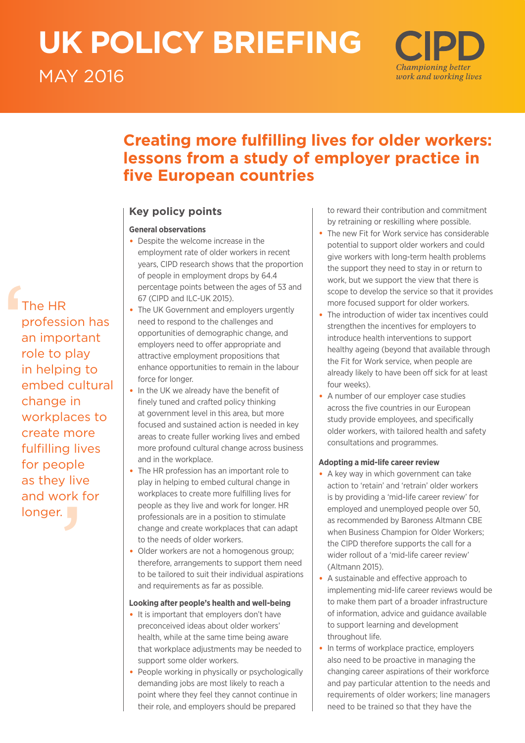# UK POLICY BRIEFING

MAY 2016

CIPD

*Championing better work and working lives*

## Creating more fulfilling lives for older workers: lessons from a study of employer practice in five European countries

> The HR profession has an important role to play in helping to embed cultural change in workplaces to create more fulfilling lives for people as they live and work for longer.

### Key policy points

**General observations**

- Despite the welcome increase in the employment rate of older workers in recent years, CIPD research shows that the proportion of people in employment drops by 64.4 percentage points between the ages of 53 and 67 (CIPD and ILC-UK 2015).
- The UK Government and employers urgently need to respond to the challenges and opportunities of demographic change, and employers need to offer appropriate and attractive employment propositions that enhance opportunities to remain in the labour force for longer.
- In the UK we already have the benefit of finely tuned and crafted policy thinking at government level in this area, but more focused and sustained action is needed in key areas to create fuller working lives and embed more profound cultural change across business and in the workplace.
- The HR profession has an important role to play in helping to embed cultural change in workplaces to create more fulfilling lives for people as they live and work for longer. HR professionals are in a position to stimulate change and create workplaces that can adapt to the needs of older workers.
- Older workers are not a homogenous group; therefore, arrangements to support them need to be tailored to suit their individual aspirations and requirements as far as possible.

**Looking after people's health and well-being**

- It is important that employers don't have preconceived ideas about older workers' health, while at the same time being aware that workplace adjustments may be needed to support some older workers.
- People working in physically or psychologically demanding jobs are most likely to reach a point where they feel they cannot continue in their role, and employers should be prepared to reward their contribution and commitment by retraining or reskilling where possible.
- The new Fit for Work service has considerable potential to support older workers and could give workers with long-term health problems the support they need to stay in or return to work, but we support the view that there is scope to develop the service so that it provides more focused support for older workers.
- The introduction of wider tax incentives could strengthen the incentives for employers to introduce health interventions to support healthy ageing (beyond that available through the Fit for Work service, when people are already likely to have been off sick for at least four weeks).
- A number of our employer case studies across the five countries in our European study provide employees, and specifically older workers, with tailored health and safety consultations and programmes.

**Adopting a mid-life career review**

- A key way in which government can take action to 'retain' and 'retrain' older workers is by providing a 'mid-life career review' for employed and unemployed people over 50, as recommended by Baroness Altmann CBE when Business Champion for Older Workers; the CIPD therefore supports the call for a wider rollout of a 'mid-life career review' (Altmann 2015).
- A sustainable and effective approach to implementing mid-life career reviews would be to make them part of a broader infrastructure of information, advice and guidance available to support learning and development throughout life.
- In terms of workplace practice, employers also need to be proactive in managing the changing career aspirations of their workforce and pay particular attention to the needs and requirements of older workers; line managers need to be trained so that they have the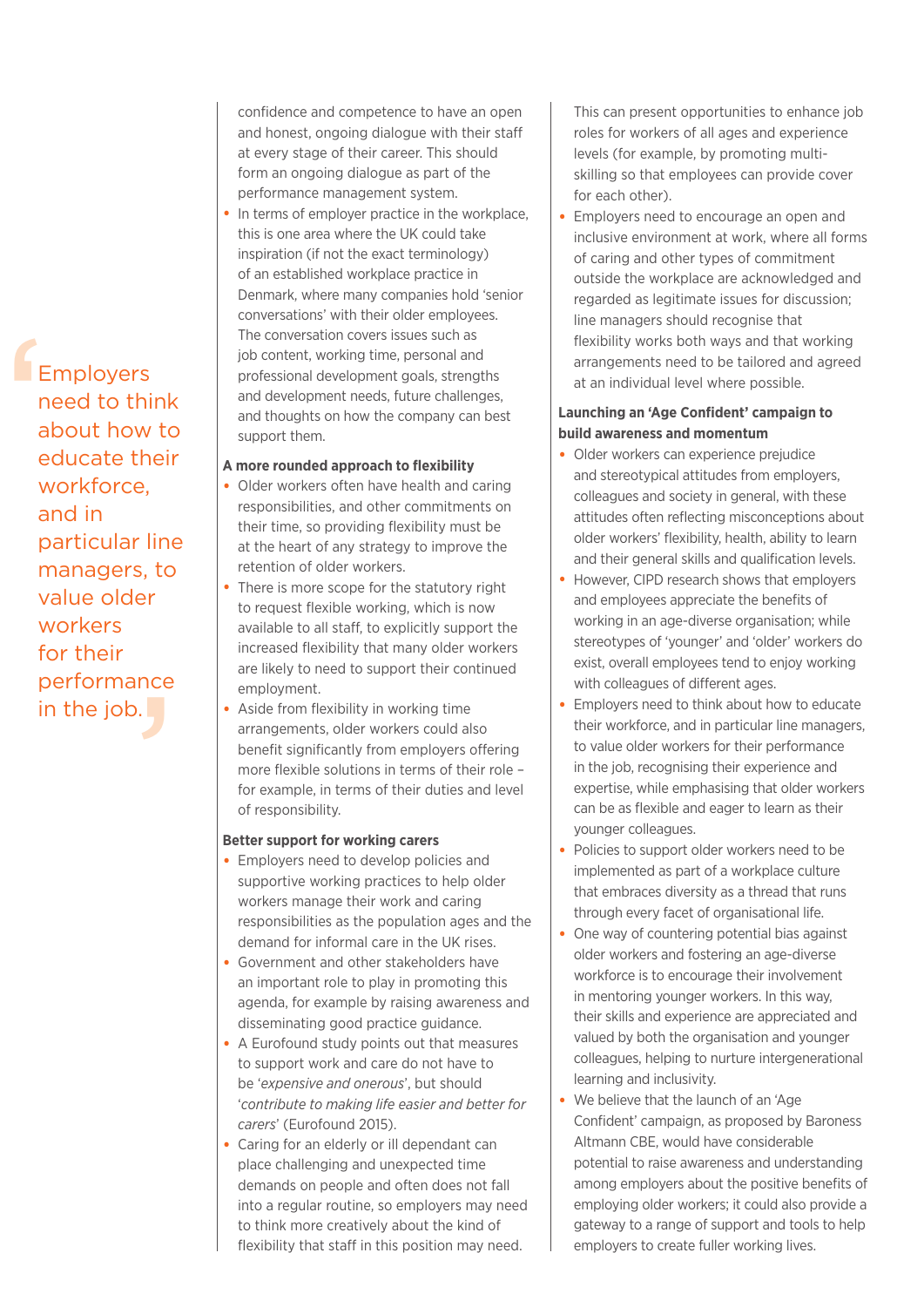> Employers need to think about how to educate their workforce, and in particular line managers, to value older workers for their performance in the job.

confidence and competence to have an open and honest, ongoing dialogue with their staff at every stage of their career. This should form an ongoing dialogue as part of the performance management system.

- In terms of employer practice in the workplace, this is one area where the UK could take inspiration (if not the exact terminology) of an established workplace practice in Denmark, where many companies hold 'senior conversations' with their older employees. The conversation covers issues such as job content, working time, personal and professional development goals, strengths and development needs, future challenges, and thoughts on how the company can best support them.

**A more rounded approach to flexibility**

- Older workers often have health and caring responsibilities, and other commitments on their time, so providing flexibility must be at the heart of any strategy to improve the retention of older workers.
- There is more scope for the statutory right to request flexible working, which is now available to all staff, to explicitly support the increased flexibility that many older workers are likely to need to support their continued employment.
- Aside from flexibility in working time arrangements, older workers could also benefit significantly from employers offering more flexible solutions in terms of their role – for example, in terms of their duties and level of responsibility.

**Better support for working carers**

- Employers need to develop policies and supportive working practices to help older workers manage their work and caring responsibilities as the population ages and the demand for informal care in the UK rises.
- Government and other stakeholders have an important role to play in promoting this agenda, for example by raising awareness and disseminating good practice guidance.
- A Eurofound study points out that measures to support work and care do not have to be '*expensive and onerous*', but should '*contribute to making life easier and better for carers*' (Eurofound 2015).
- Caring for an elderly or ill dependant can place challenging and unexpected time demands on people and often does not fall into a regular routine, so employers may need to think more creatively about the kind of flexibility that staff in this position may need.

This can present opportunities to enhance job roles for workers of all ages and experience levels (for example, by promoting multi-skilling so that employees can provide cover for each other).

- Employers need to encourage an open and inclusive environment at work, where all forms of caring and other types of commitment outside the workplace are acknowledged and regarded as legitimate issues for discussion; line managers should recognise that flexibility works both ways and that working arrangements need to be tailored and agreed at an individual level where possible.

**Launching an 'Age Confident' campaign to build awareness and momentum**

- Older workers can experience prejudice and stereotypical attitudes from employers, colleagues and society in general, with these attitudes often reflecting misconceptions about older workers' flexibility, health, ability to learn and their general skills and qualification levels.
- However, CIPD research shows that employers and employees appreciate the benefits of working in an age-diverse organisation; while stereotypes of 'younger' and 'older' workers do exist, overall employees tend to enjoy working with colleagues of different ages.
- Employers need to think about how to educate their workforce, and in particular line managers, to value older workers for their performance in the job, recognising their experience and expertise, while emphasising that older workers can be as flexible and eager to learn as their younger colleagues.
- Policies to support older workers need to be implemented as part of a workplace culture that embraces diversity as a thread that runs through every facet of organisational life.
- One way of countering potential bias against older workers and fostering an age-diverse workforce is to encourage their involvement in mentoring younger workers. In this way, their skills and experience are appreciated and valued by both the organisation and younger colleagues, helping to nurture intergenerational learning and inclusivity.
- We believe that the launch of an 'Age Confident' campaign, as proposed by Baroness Altmann CBE, would have considerable potential to raise awareness and understanding among employers about the positive benefits of employing older workers; it could also provide a gateway to a range of support and tools to help employers to create fuller working lives.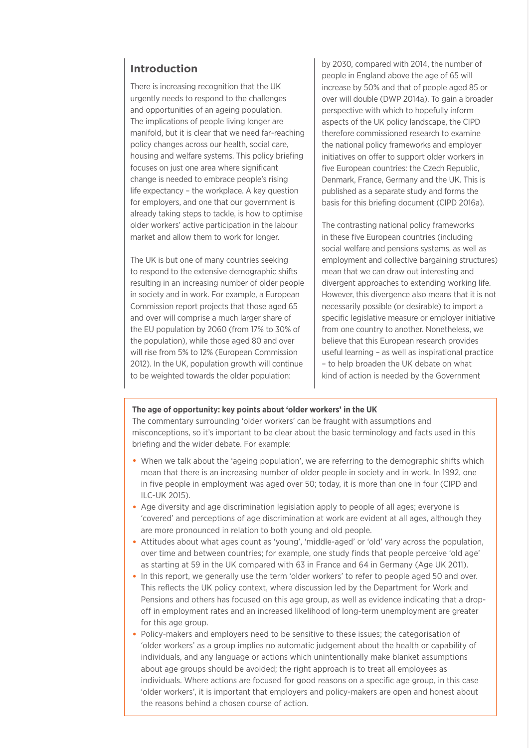## Introduction

There is increasing recognition that the UK urgently needs to respond to the challenges and opportunities of an ageing population. The implications of people living longer are manifold, but it is clear that we need far-reaching policy changes across our health, social care, housing and welfare systems. This policy briefing focuses on just one area where significant change is needed to embrace people's rising life expectancy – the workplace. A key question for employers, and one that our government is already taking steps to tackle, is how to optimise older workers' active participation in the labour market and allow them to work for longer.

The UK is but one of many countries seeking to respond to the extensive demographic shifts resulting in an increasing number of older people in society and in work. For example, a European Commission report projects that those aged 65 and over will comprise a much larger share of the EU population by 2060 (from 17% to 30% of the population), while those aged 80 and over will rise from 5% to 12% (European Commission 2012). In the UK, population growth will continue to be weighted towards the older population: by 2030, compared with 2014, the number of people in England above the age of 65 will increase by 50% and that of people aged 85 or over will double (DWP 2014a). To gain a broader perspective with which to hopefully inform aspects of the UK policy landscape, the CIPD therefore commissioned research to examine the national policy frameworks and employer initiatives on offer to support older workers in five European countries: the Czech Republic, Denmark, France, Germany and the UK. This is published as a separate study and forms the basis for this briefing document (CIPD 2016a).

The contrasting national policy frameworks in these five European countries (including social welfare and pensions systems, as well as employment and collective bargaining structures) mean that we can draw out interesting and divergent approaches to extending working life. However, this divergence also means that it is not necessarily possible (or desirable) to import a specific legislative measure or employer initiative from one country to another. Nonetheless, we believe that this European research provides useful learning – as well as inspirational practice – to help broaden the UK debate on what kind of action is needed by the Government

**The age of opportunity: key points about 'older workers' in the UK**

The commentary surrounding 'older workers' can be fraught with assumptions and misconceptions, so it's important to be clear about the basic terminology and facts used in this briefing and the wider debate. For example:

- When we talk about the 'ageing population', we are referring to the demographic shifts which mean that there is an increasing number of older people in society and in work. In 1992, one in five people in employment was aged over 50; today, it is more than one in four (CIPD and ILC-UK 2015).
- Age diversity and age discrimination legislation apply to people of all ages; everyone is 'covered' and perceptions of age discrimination at work are evident at all ages, although they are more pronounced in relation to both young and old people.
- Attitudes about what ages count as 'young', 'middle-aged' or 'old' vary across the population, over time and between countries; for example, one study finds that people perceive 'old age' as starting at 59 in the UK compared with 63 in France and 64 in Germany (Age UK 2011).
- In this report, we generally use the term 'older workers' to refer to people aged 50 and over. This reflects the UK policy context, where discussion led by the Department for Work and Pensions and others has focused on this age group, as well as evidence indicating that a drop-off in employment rates and an increased likelihood of long-term unemployment are greater for this age group.
- Policy-makers and employers need to be sensitive to these issues; the categorisation of 'older workers' as a group implies no automatic judgement about the health or capability of individuals, and any language or actions which unintentionally make blanket assumptions about age groups should be avoided; the right approach is to treat all employees as individuals. Where actions are focused for good reasons on a specific age group, in this case 'older workers', it is important that employers and policy-makers are open and honest about the reasons behind a chosen course of action.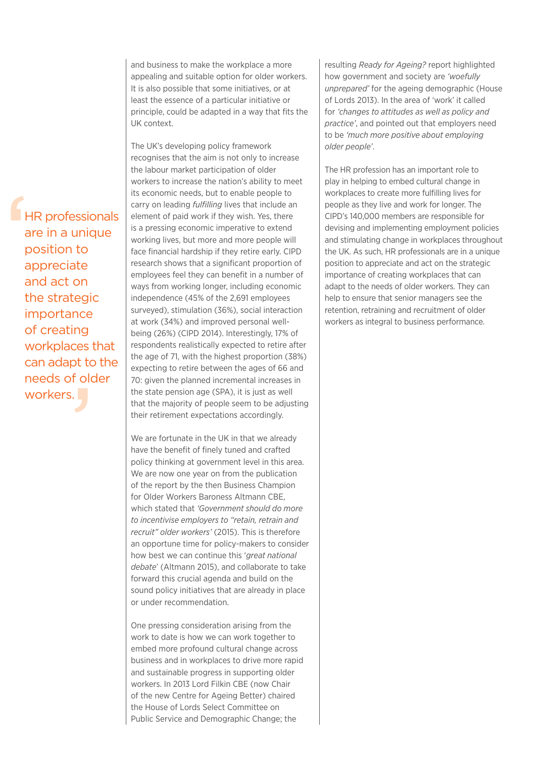> HR professionals are in a unique position to appreciate and act on the strategic importance of creating workplaces that can adapt to the needs of older workers.

and business to make the workplace a more appealing and suitable option for older workers. It is also possible that some initiatives, or at least the essence of a particular initiative or principle, could be adapted in a way that fits the UK context.

The UK's developing policy framework recognises that the aim is not only to increase the labour market participation of older workers to increase the nation's ability to meet its economic needs, but to enable people to carry on leading *fulfilling* lives that include an element of paid work if they wish. Yes, there is a pressing economic imperative to extend working lives, but more and more people will face financial hardship if they retire early. CIPD research shows that a significant proportion of employees feel they can benefit in a number of ways from working longer, including economic independence (45% of the 2,691 employees surveyed), stimulation (36%), social interaction at work (34%) and improved personal well-being (26%) (CIPD 2014). Interestingly, 17% of respondents realistically expected to retire after the age of 71, with the highest proportion (38%) expecting to retire between the ages of 66 and 70: given the planned incremental increases in the state pension age (SPA), it is just as well that the majority of people seem to be adjusting their retirement expectations accordingly.

We are fortunate in the UK in that we already have the benefit of finely tuned and crafted policy thinking at government level in this area. We are now one year on from the publication of the report by the then Business Champion for Older Workers Baroness Altmann CBE, which stated that *'Government should do more to incentivise employers to "retain, retrain and recruit" older workers'* (2015). This is therefore an opportune time for policy-makers to consider how best we can continue this '*great national debate*' (Altmann 2015), and collaborate to take forward this crucial agenda and build on the sound policy initiatives that are already in place or under recommendation.

One pressing consideration arising from the work to date is how we can work together to embed more profound cultural change across business and in workplaces to drive more rapid and sustainable progress in supporting older workers. In 2013 Lord Filkin CBE (now Chair of the new Centre for Ageing Better) chaired the House of Lords Select Committee on Public Service and Demographic Change; the resulting *Ready for Ageing?* report highlighted how government and society are *'woefully unprepared'* for the ageing demographic (House of Lords 2013). In the area of 'work' it called for *'changes to attitudes as well as policy and practice'*, and pointed out that employers need to be *'much more positive about employing older people'*.

The HR profession has an important role to play in helping to embed cultural change in workplaces to create more fulfilling lives for people as they live and work for longer. The CIPD's 140,000 members are responsible for devising and implementing employment policies and stimulating change in workplaces throughout the UK. As such, HR professionals are in a unique position to appreciate and act on the strategic importance of creating workplaces that can adapt to the needs of older workers. They can help to ensure that senior managers see the retention, retraining and recruitment of older workers as integral to business performance.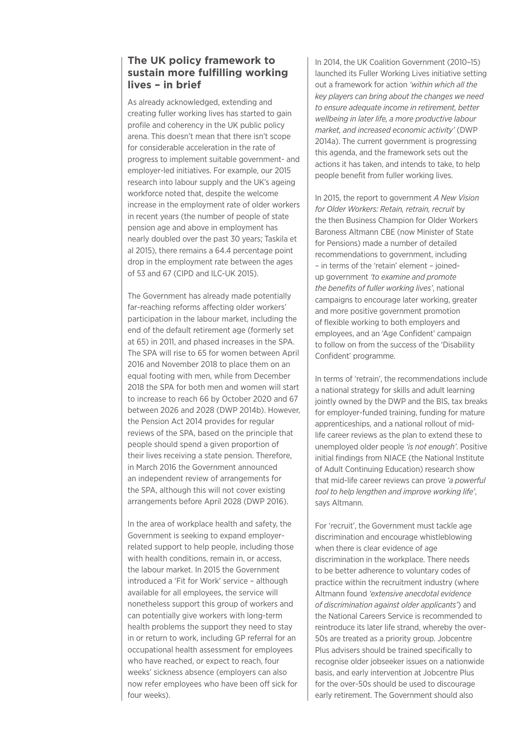## The UK policy framework to sustain more fulfilling working lives – in brief

As already acknowledged, extending and creating fuller working lives has started to gain profile and coherency in the UK public policy arena. This doesn't mean that there isn't scope for considerable acceleration in the rate of progress to implement suitable government- and employer-led initiatives. For example, our 2015 research into labour supply and the UK's ageing workforce noted that, despite the welcome increase in the employment rate of older workers in recent years (the number of people of state pension age and above in employment has nearly doubled over the past 30 years; Taskila et al 2015), there remains a 64.4 percentage point drop in the employment rate between the ages of 53 and 67 (CIPD and ILC-UK 2015).

The Government has already made potentially far-reaching reforms affecting older workers' participation in the labour market, including the end of the default retirement age (formerly set at 65) in 2011, and phased increases in the SPA. The SPA will rise to 65 for women between April 2016 and November 2018 to place them on an equal footing with men, while from December 2018 the SPA for both men and women will start to increase to reach 66 by October 2020 and 67 between 2026 and 2028 (DWP 2014b). However, the Pension Act 2014 provides for regular reviews of the SPA, based on the principle that people should spend a given proportion of their lives receiving a state pension. Therefore, in March 2016 the Government announced an independent review of arrangements for the SPA, although this will not cover existing arrangements before April 2028 (DWP 2016).

In the area of workplace health and safety, the Government is seeking to expand employer-related support to help people, including those with health conditions, remain in, or access, the labour market. In 2015 the Government introduced a 'Fit for Work' service – although available for all employees, the service will nonetheless support this group of workers and can potentially give workers with long-term health problems the support they need to stay in or return to work, including GP referral for an occupational health assessment for employees who have reached, or expect to reach, four weeks' sickness absence (employers can also now refer employees who have been off sick for four weeks).

In 2014, the UK Coalition Government (2010–15) launched its Fuller Working Lives initiative setting out a framework for action *'within which all the key players can bring about the changes we need to ensure adequate income in retirement, better wellbeing in later life, a more productive labour market, and increased economic activity'* (DWP 2014a). The current government is progressing this agenda, and the framework sets out the actions it has taken, and intends to take, to help people benefit from fuller working lives.

In 2015, the report to government *A New Vision for Older Workers: Retain, retrain, recruit* by the then Business Champion for Older Workers Baroness Altmann CBE (now Minister of State for Pensions) made a number of detailed recommendations to government, including – in terms of the 'retain' element – joined-up government *'to examine and promote the benefits of fuller working lives'*, national campaigns to encourage later working, greater and more positive government promotion of flexible working to both employers and employees, and an 'Age Confident' campaign to follow on from the success of the 'Disability Confident' programme.

In terms of 'retrain', the recommendations include a national strategy for skills and adult learning jointly owned by the DWP and the BIS, tax breaks for employer-funded training, funding for mature apprenticeships, and a national rollout of mid-life career reviews as the plan to extend these to unemployed older people *'is not enough'*. Positive initial findings from NIACE (the National Institute of Adult Continuing Education) research show that mid-life career reviews can prove *'a powerful tool to help lengthen and improve working life'*, says Altmann.

For 'recruit', the Government must tackle age discrimination and encourage whistleblowing when there is clear evidence of age discrimination in the workplace. There needs to be better adherence to voluntary codes of practice within the recruitment industry (where Altmann found *'extensive anecdotal evidence of discrimination against older applicants'*) and the National Careers Service is recommended to reintroduce its later life strand, whereby the over-50s are treated as a priority group. Jobcentre Plus advisers should be trained specifically to recognise older jobseeker issues on a nationwide basis, and early intervention at Jobcentre Plus for the over-50s should be used to discourage early retirement. The Government should also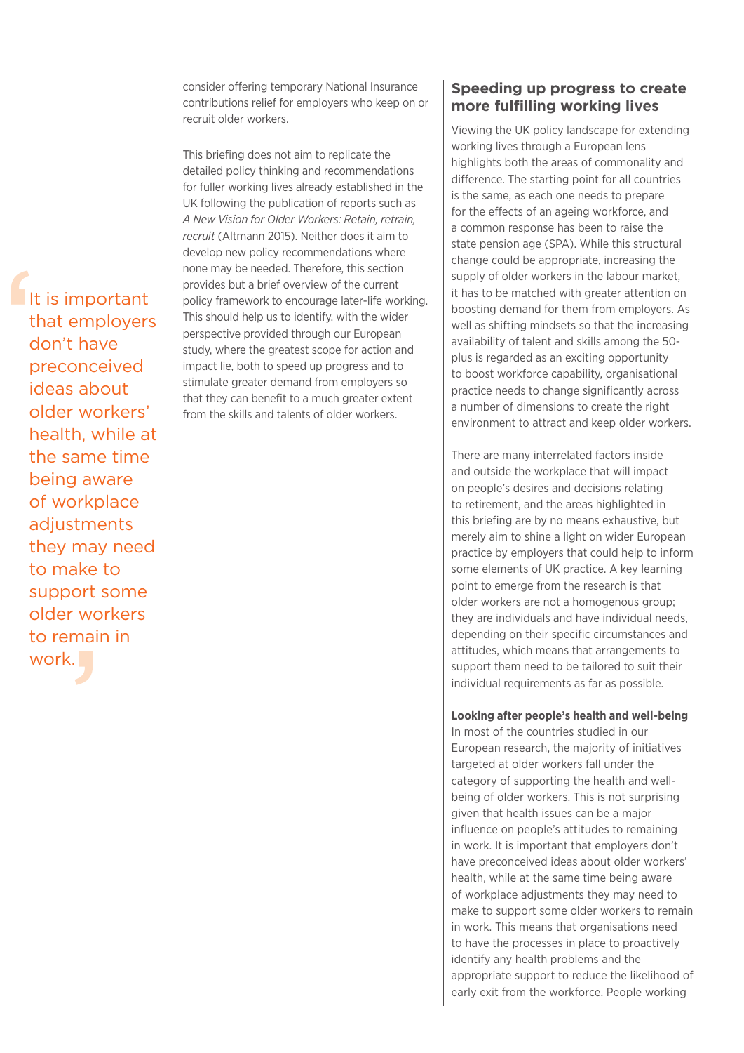> It is important that employers don't have preconceived ideas about older workers' health, while at the same time being aware of workplace adjustments they may need to make to support some older workers to remain in work.

consider offering temporary National Insurance contributions relief for employers who keep on or recruit older workers.

This briefing does not aim to replicate the detailed policy thinking and recommendations for fuller working lives already established in the UK following the publication of reports such as *A New Vision for Older Workers: Retain, retrain, recruit* (Altmann 2015). Neither does it aim to develop new policy recommendations where none may be needed. Therefore, this section provides but a brief overview of the current policy framework to encourage later-life working. This should help us to identify, with the wider perspective provided through our European study, where the greatest scope for action and impact lie, both to speed up progress and to stimulate greater demand from employers so that they can benefit to a much greater extent from the skills and talents of older workers.

## Speeding up progress to create more fulfilling working lives

Viewing the UK policy landscape for extending working lives through a European lens highlights both the areas of commonality and difference. The starting point for all countries is the same, as each one needs to prepare for the effects of an ageing workforce, and a common response has been to raise the state pension age (SPA). While this structural change could be appropriate, increasing the supply of older workers in the labour market, it has to be matched with greater attention on boosting demand for them from employers. As well as shifting mindsets so that the increasing availability of talent and skills among the 50-plus is regarded as an exciting opportunity to boost workforce capability, organisational practice needs to change significantly across a number of dimensions to create the right environment to attract and keep older workers.

There are many interrelated factors inside and outside the workplace that will impact on people's desires and decisions relating to retirement, and the areas highlighted in this briefing are by no means exhaustive, but merely aim to shine a light on wider European practice by employers that could help to inform some elements of UK practice. A key learning point to emerge from the research is that older workers are not a homogenous group; they are individuals and have individual needs, depending on their specific circumstances and attitudes, which means that arrangements to support them need to be tailored to suit their individual requirements as far as possible.

**Looking after people's health and well-being**

In most of the countries studied in our European research, the majority of initiatives targeted at older workers fall under the category of supporting the health and well-being of older workers. This is not surprising given that health issues can be a major influence on people's attitudes to remaining in work. It is important that employers don't have preconceived ideas about older workers' health, while at the same time being aware of workplace adjustments they may need to make to support some older workers to remain in work. This means that organisations need to have the processes in place to proactively identify any health problems and the appropriate support to reduce the likelihood of early exit from the workforce. People working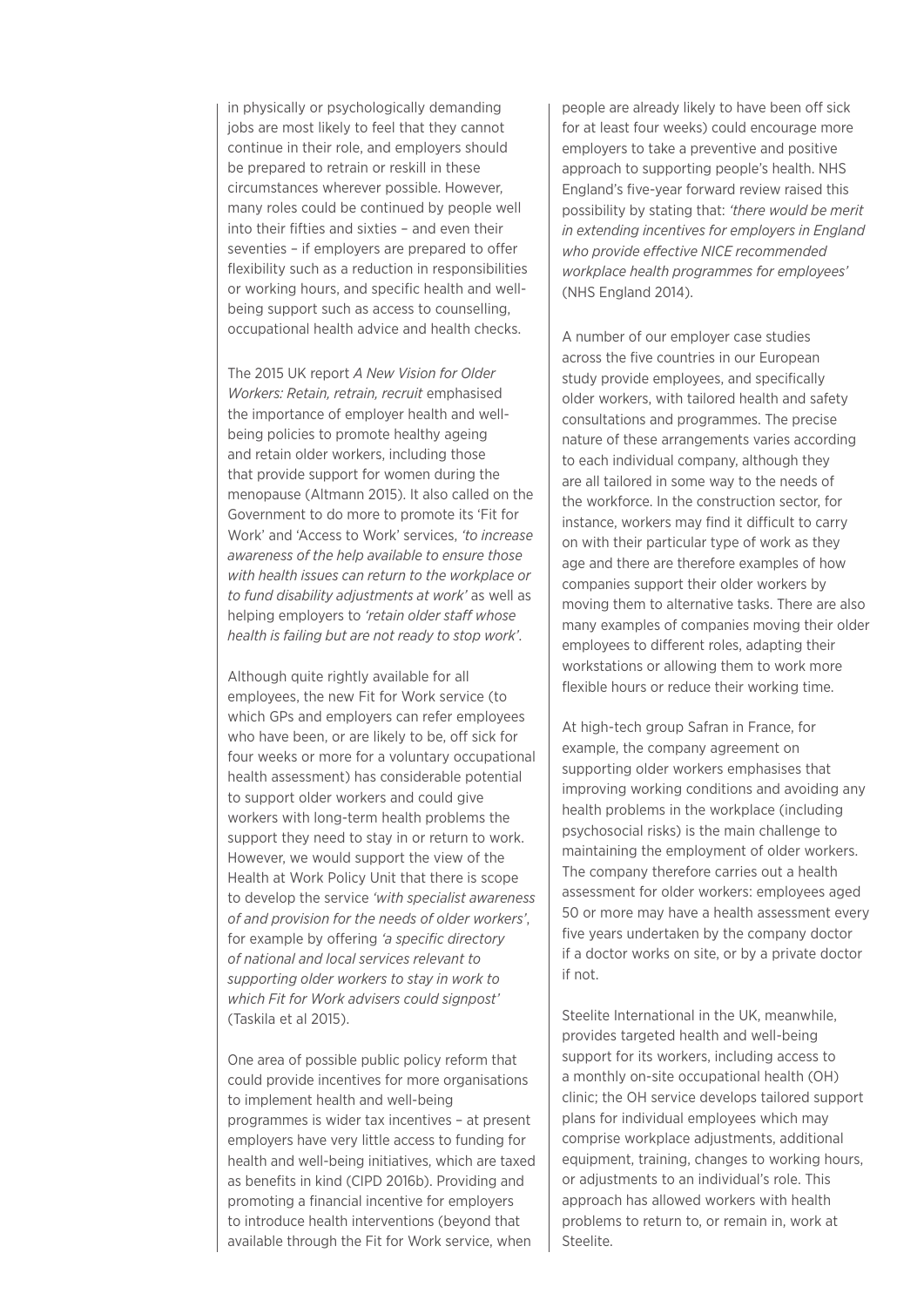in physically or psychologically demanding jobs are most likely to feel that they cannot continue in their role, and employers should be prepared to retrain or reskill in these circumstances wherever possible. However, many roles could be continued by people well into their fifties and sixties – and even their seventies – if employers are prepared to offer flexibility such as a reduction in responsibilities or working hours, and specific health and well-being support such as access to counselling, occupational health advice and health checks.

The 2015 UK report *A New Vision for Older Workers: Retain, retrain, recruit* emphasised the importance of employer health and well-being policies to promote healthy ageing and retain older workers, including those that provide support for women during the menopause (Altmann 2015). It also called on the Government to do more to promote its 'Fit for Work' and 'Access to Work' services, *'to increase awareness of the help available to ensure those with health issues can return to the workplace or to fund disability adjustments at work'* as well as helping employers to *'retain older staff whose health is failing but are not ready to stop work'*.

Although quite rightly available for all employees, the new Fit for Work service (to which GPs and employers can refer employees who have been, or are likely to be, off sick for four weeks or more for a voluntary occupational health assessment) has considerable potential to support older workers and could give workers with long-term health problems the support they need to stay in or return to work. However, we would support the view of the Health at Work Policy Unit that there is scope to develop the service *'with specialist awareness of and provision for the needs of older workers'*, for example by offering *'a specific directory of national and local services relevant to supporting older workers to stay in work to which Fit for Work advisers could signpost'* (Taskila et al 2015).

One area of possible public policy reform that could provide incentives for more organisations to implement health and well-being programmes is wider tax incentives – at present employers have very little access to funding for health and well-being initiatives, which are taxed as benefits in kind (CIPD 2016b). Providing and promoting a financial incentive for employers to introduce health interventions (beyond that available through the Fit for Work service, when people are already likely to have been off sick for at least four weeks) could encourage more employers to take a preventive and positive approach to supporting people's health. NHS England's five-year forward review raised this possibility by stating that: *'there would be merit in extending incentives for employers in England who provide effective NICE recommended workplace health programmes for employees'* (NHS England 2014).

A number of our employer case studies across the five countries in our European study provide employees, and specifically older workers, with tailored health and safety consultations and programmes. The precise nature of these arrangements varies according to each individual company, although they are all tailored in some way to the needs of the workforce. In the construction sector, for instance, workers may find it difficult to carry on with their particular type of work as they age and there are therefore examples of how companies support their older workers by moving them to alternative tasks. There are also many examples of companies moving their older employees to different roles, adapting their workstations or allowing them to work more flexible hours or reduce their working time.

At high-tech group Safran in France, for example, the company agreement on supporting older workers emphasises that improving working conditions and avoiding any health problems in the workplace (including psychosocial risks) is the main challenge to maintaining the employment of older workers. The company therefore carries out a health assessment for older workers: employees aged 50 or more may have a health assessment every five years undertaken by the company doctor if a doctor works on site, or by a private doctor if not.

Steelite International in the UK, meanwhile, provides targeted health and well-being support for its workers, including access to a monthly on-site occupational health (OH) clinic; the OH service develops tailored support plans for individual employees which may comprise workplace adjustments, additional equipment, training, changes to working hours, or adjustments to an individual's role. This approach has allowed workers with health problems to return to, or remain in, work at Steelite.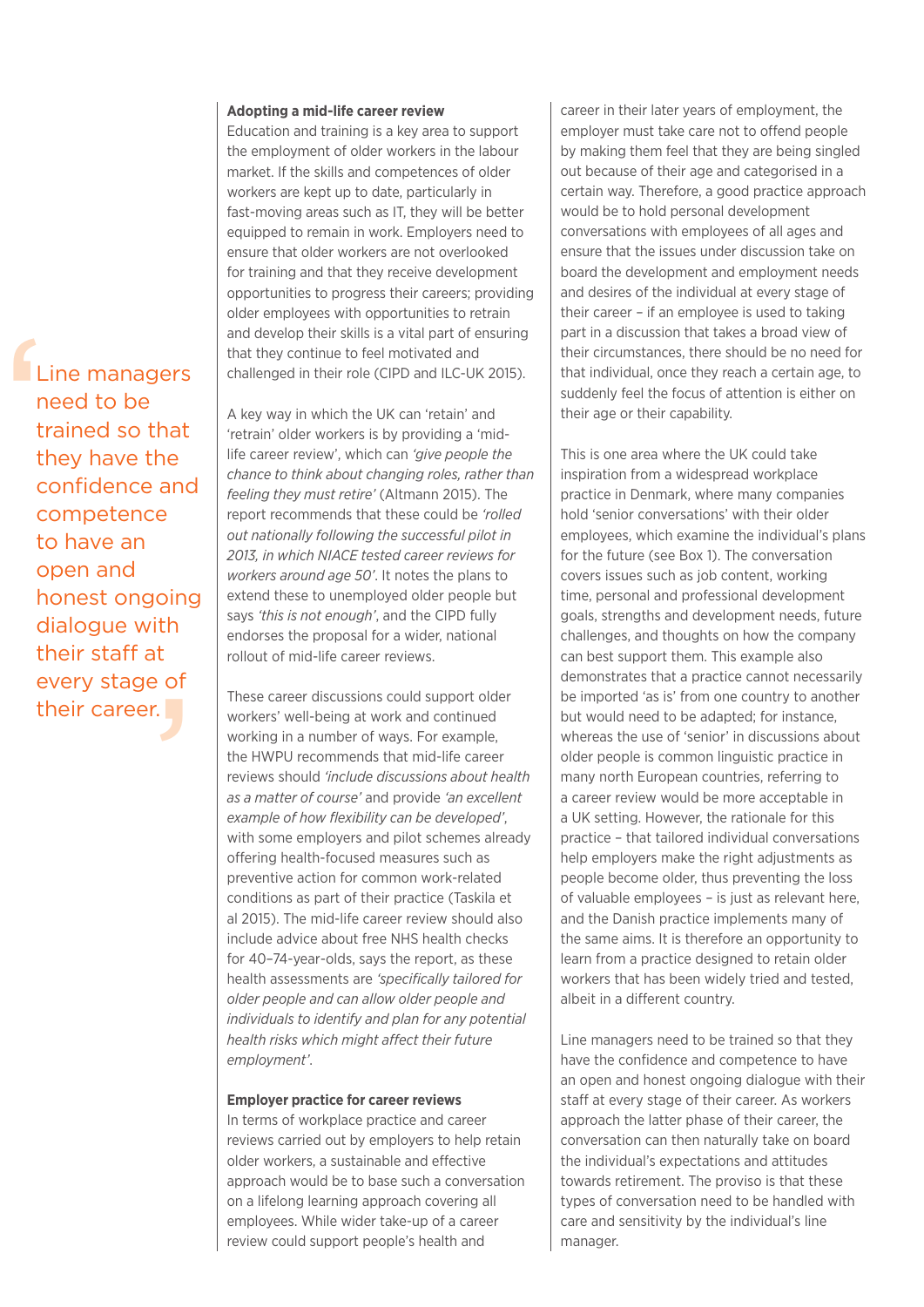> Line managers need to be trained so that they have the confidence and competence to have an open and honest ongoing dialogue with their staff at every stage of their career.

**Adopting a mid-life career review**

Education and training is a key area to support the employment of older workers in the labour market. If the skills and competences of older workers are kept up to date, particularly in fast-moving areas such as IT, they will be better equipped to remain in work. Employers need to ensure that older workers are not overlooked for training and that they receive development opportunities to progress their careers; providing older employees with opportunities to retrain and develop their skills is a vital part of ensuring that they continue to feel motivated and challenged in their role (CIPD and ILC-UK 2015).

A key way in which the UK can 'retain' and 'retrain' older workers is by providing a 'mid-life career review', which can *'give people the chance to think about changing roles, rather than feeling they must retire'* (Altmann 2015). The report recommends that these could be *'rolled out nationally following the successful pilot in 2013, in which NIACE tested career reviews for workers around age 50'*. It notes the plans to extend these to unemployed older people but says *'this is not enough'*, and the CIPD fully endorses the proposal for a wider, national rollout of mid-life career reviews.

These career discussions could support older workers' well-being at work and continued working in a number of ways. For example, the HWPU recommends that mid-life career reviews should *'include discussions about health as a matter of course'* and provide *'an excellent example of how flexibility can be developed'*, with some employers and pilot schemes already offering health-focused measures such as preventive action for common work-related conditions as part of their practice (Taskila et al 2015). The mid-life career review should also include advice about free NHS health checks for 40–74-year-olds, says the report, as these health assessments are *'specifically tailored for older people and can allow older people and individuals to identify and plan for any potential health risks which might affect their future employment'*.

**Employer practice for career reviews**

In terms of workplace practice and career reviews carried out by employers to help retain older workers, a sustainable and effective approach would be to base such a conversation on a lifelong learning approach covering all employees. While wider take-up of a career review could support people's health and career in their later years of employment, the employer must take care not to offend people by making them feel that they are being singled out because of their age and categorised in a certain way. Therefore, a good practice approach would be to hold personal development conversations with employees of all ages and ensure that the issues under discussion take on board the development and employment needs and desires of the individual at every stage of their career – if an employee is used to taking part in a discussion that takes a broad view of their circumstances, there should be no need for that individual, once they reach a certain age, to suddenly feel the focus of attention is either on their age or their capability.

This is one area where the UK could take inspiration from a widespread workplace practice in Denmark, where many companies hold 'senior conversations' with their older employees, which examine the individual's plans for the future (see Box 1). The conversation covers issues such as job content, working time, personal and professional development goals, strengths and development needs, future challenges, and thoughts on how the company can best support them. This example also demonstrates that a practice cannot necessarily be imported 'as is' from one country to another but would need to be adapted; for instance, whereas the use of 'senior' in discussions about older people is common linguistic practice in many north European countries, referring to a career review would be more acceptable in a UK setting. However, the rationale for this practice – that tailored individual conversations help employers make the right adjustments as people become older, thus preventing the loss of valuable employees – is just as relevant here, and the Danish practice implements many of the same aims. It is therefore an opportunity to learn from a practice designed to retain older workers that has been widely tried and tested, albeit in a different country.

Line managers need to be trained so that they have the confidence and competence to have an open and honest ongoing dialogue with their staff at every stage of their career. As workers approach the latter phase of their career, the conversation can then naturally take on board the individual's expectations and attitudes towards retirement. The proviso is that these types of conversation need to be handled with care and sensitivity by the individual's line manager.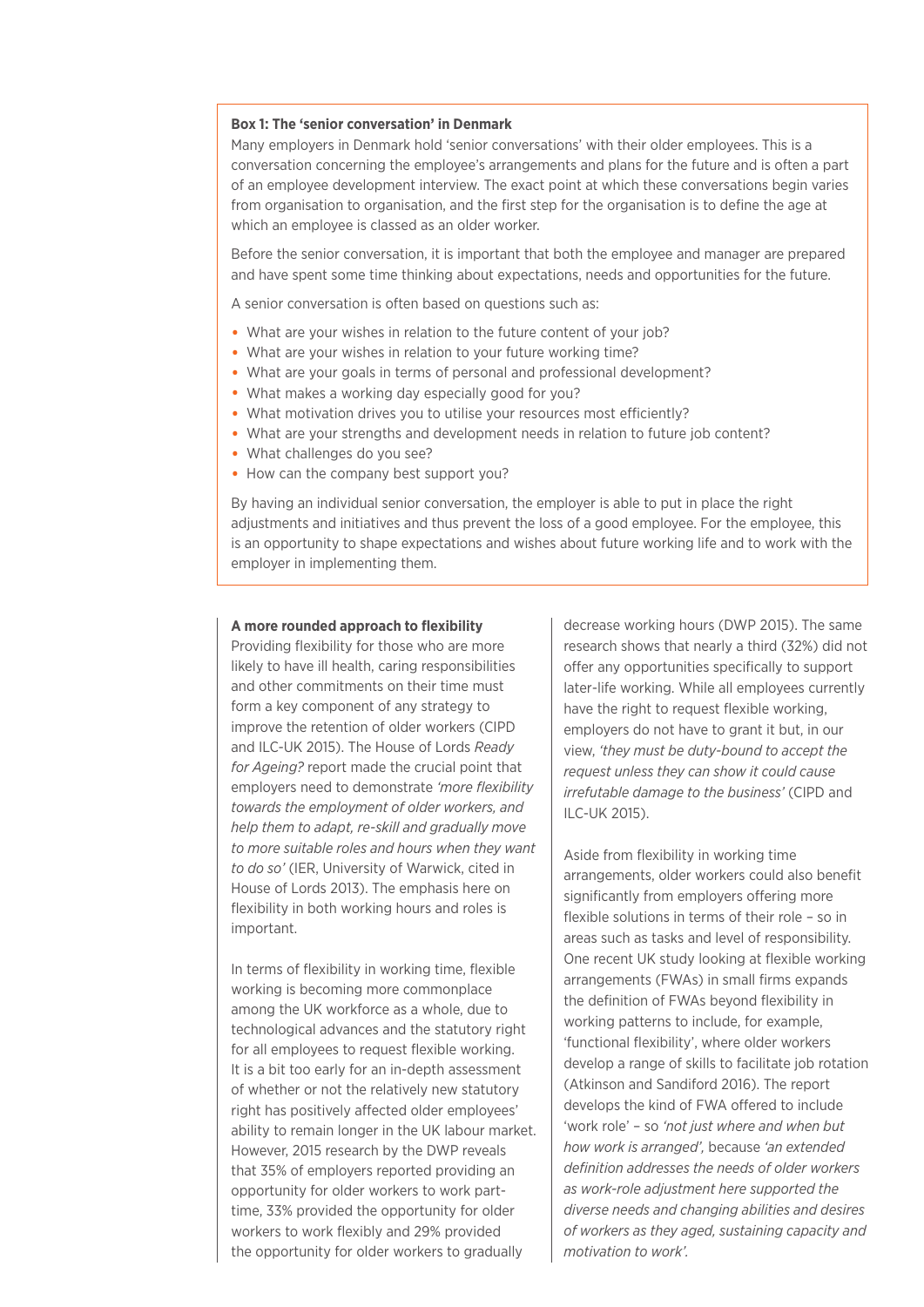**Box 1: The 'senior conversation' in Denmark**

Many employers in Denmark hold 'senior conversations' with their older employees. This is a conversation concerning the employee's arrangements and plans for the future and is often a part of an employee development interview. The exact point at which these conversations begin varies from organisation to organisation, and the first step for the organisation is to define the age at which an employee is classed as an older worker.

Before the senior conversation, it is important that both the employee and manager are prepared and have spent some time thinking about expectations, needs and opportunities for the future.

A senior conversation is often based on questions such as:

- What are your wishes in relation to the future content of your job?
- What are your wishes in relation to your future working time?
- What are your goals in terms of personal and professional development?
- What makes a working day especially good for you?
- What motivation drives you to utilise your resources most efficiently?
- What are your strengths and development needs in relation to future job content?
- What challenges do you see?
- How can the company best support you?

By having an individual senior conversation, the employer is able to put in place the right adjustments and initiatives and thus prevent the loss of a good employee. For the employee, this is an opportunity to shape expectations and wishes about future working life and to work with the employer in implementing them.

**A more rounded approach to flexibility**

Providing flexibility for those who are more likely to have ill health, caring responsibilities and other commitments on their time must form a key component of any strategy to improve the retention of older workers (CIPD and ILC-UK 2015). The House of Lords *Ready for Ageing?* report made the crucial point that employers need to demonstrate *'more flexibility towards the employment of older workers, and help them to adapt, re-skill and gradually move to more suitable roles and hours when they want to do so'* (IER, University of Warwick, cited in House of Lords 2013). The emphasis here on flexibility in both working hours and roles is important.

In terms of flexibility in working time, flexible working is becoming more commonplace among the UK workforce as a whole, due to technological advances and the statutory right for all employees to request flexible working. It is a bit too early for an in-depth assessment of whether or not the relatively new statutory right has positively affected older employees' ability to remain longer in the UK labour market. However, 2015 research by the DWP reveals that 35% of employers reported providing an opportunity for older workers to work part-time, 33% provided the opportunity for older workers to work flexibly and 29% provided the opportunity for older workers to gradually decrease working hours (DWP 2015). The same research shows that nearly a third (32%) did not offer any opportunities specifically to support later-life working. While all employees currently have the right to request flexible working, employers do not have to grant it but, in our view, *'they must be duty-bound to accept the request unless they can show it could cause irrefutable damage to the business'* (CIPD and ILC-UK 2015).

Aside from flexibility in working time arrangements, older workers could also benefit significantly from employers offering more flexible solutions in terms of their role – so in areas such as tasks and level of responsibility. One recent UK study looking at flexible working arrangements (FWAs) in small firms expands the definition of FWAs beyond flexibility in working patterns to include, for example, 'functional flexibility', where older workers develop a range of skills to facilitate job rotation (Atkinson and Sandiford 2016). The report develops the kind of FWA offered to include 'work role' – so *'not just where and when but how work is arranged',* because *'an extended definition addresses the needs of older workers as work-role adjustment here supported the diverse needs and changing abilities and desires of workers as they aged, sustaining capacity and motivation to work'.*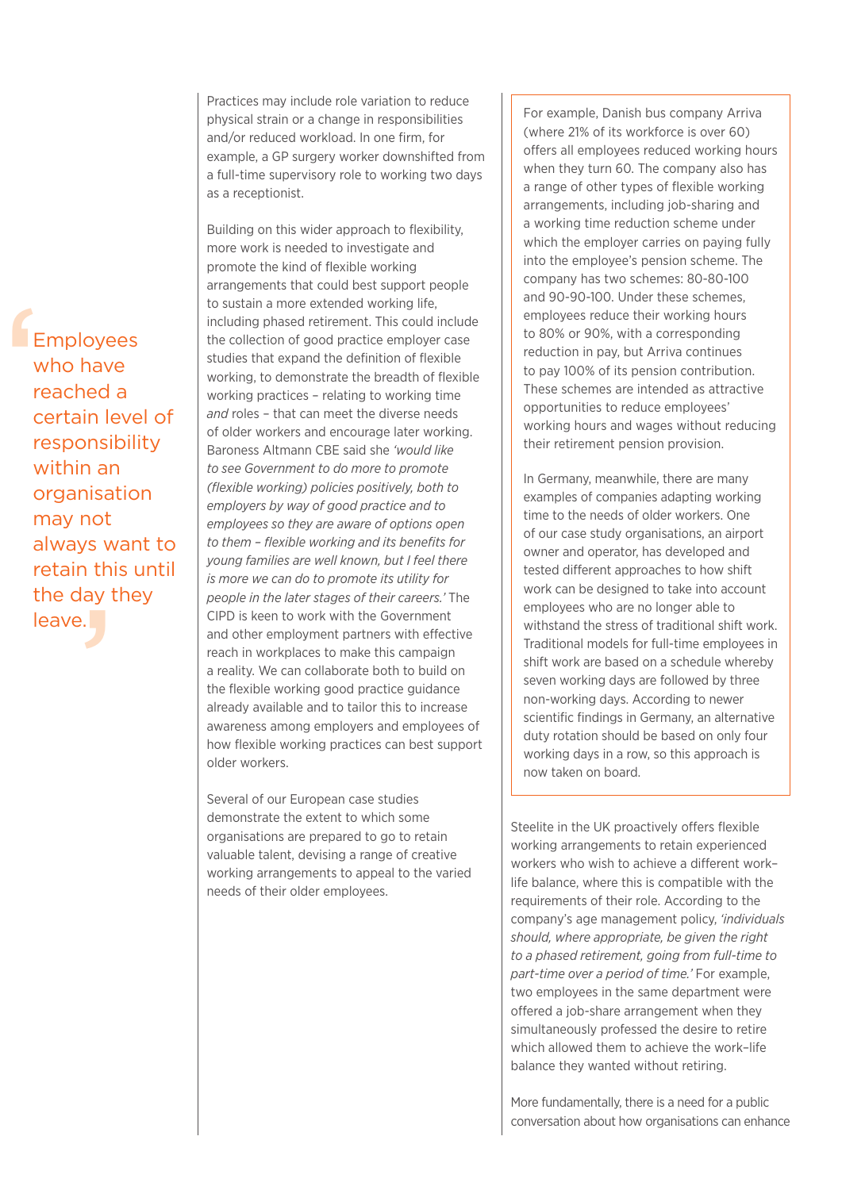> Employees who have reached a certain level of responsibility within an organisation may not always want to retain this until the day they leave.

Practices may include role variation to reduce physical strain or a change in responsibilities and/or reduced workload. In one firm, for example, a GP surgery worker downshifted from a full-time supervisory role to working two days as a receptionist.

Building on this wider approach to flexibility, more work is needed to investigate and promote the kind of flexible working arrangements that could best support people to sustain a more extended working life, including phased retirement. This could include the collection of good practice employer case studies that expand the definition of flexible working, to demonstrate the breadth of flexible working practices – relating to working time *and* roles – that can meet the diverse needs of older workers and encourage later working. Baroness Altmann CBE said she *'would like to see Government to do more to promote (flexible working) policies positively, both to employers by way of good practice and to employees so they are aware of options open to them – flexible working and its benefits for young families are well known, but I feel there is more we can do to promote its utility for people in the later stages of their careers.'* The CIPD is keen to work with the Government and other employment partners with effective reach in workplaces to make this campaign a reality. We can collaborate both to build on the flexible working good practice guidance already available and to tailor this to increase awareness among employers and employees of how flexible working practices can best support older workers.

Several of our European case studies demonstrate the extent to which some organisations are prepared to go to retain valuable talent, devising a range of creative working arrangements to appeal to the varied needs of their older employees.

For example, Danish bus company Arriva (where 21% of its workforce is over 60) offers all employees reduced working hours when they turn 60. The company also has a range of other types of flexible working arrangements, including job-sharing and a working time reduction scheme under which the employer carries on paying fully into the employee's pension scheme. The company has two schemes: 80-80-100 and 90-90-100. Under these schemes, employees reduce their working hours to 80% or 90%, with a corresponding reduction in pay, but Arriva continues to pay 100% of its pension contribution. These schemes are intended as attractive opportunities to reduce employees' working hours and wages without reducing their retirement pension provision.

In Germany, meanwhile, there are many examples of companies adapting working time to the needs of older workers. One of our case study organisations, an airport owner and operator, has developed and tested different approaches to how shift work can be designed to take into account employees who are no longer able to withstand the stress of traditional shift work. Traditional models for full-time employees in shift work are based on a schedule whereby seven working days are followed by three non-working days. According to newer scientific findings in Germany, an alternative duty rotation should be based on only four working days in a row, so this approach is now taken on board.

Steelite in the UK proactively offers flexible working arrangements to retain experienced workers who wish to achieve a different work–life balance, where this is compatible with the requirements of their role. According to the company's age management policy, *'individuals should, where appropriate, be given the right to a phased retirement, going from full-time to part-time over a period of time.'* For example, two employees in the same department were offered a job-share arrangement when they simultaneously professed the desire to retire which allowed them to achieve the work–life balance they wanted without retiring.

More fundamentally, there is a need for a public conversation about how organisations can enhance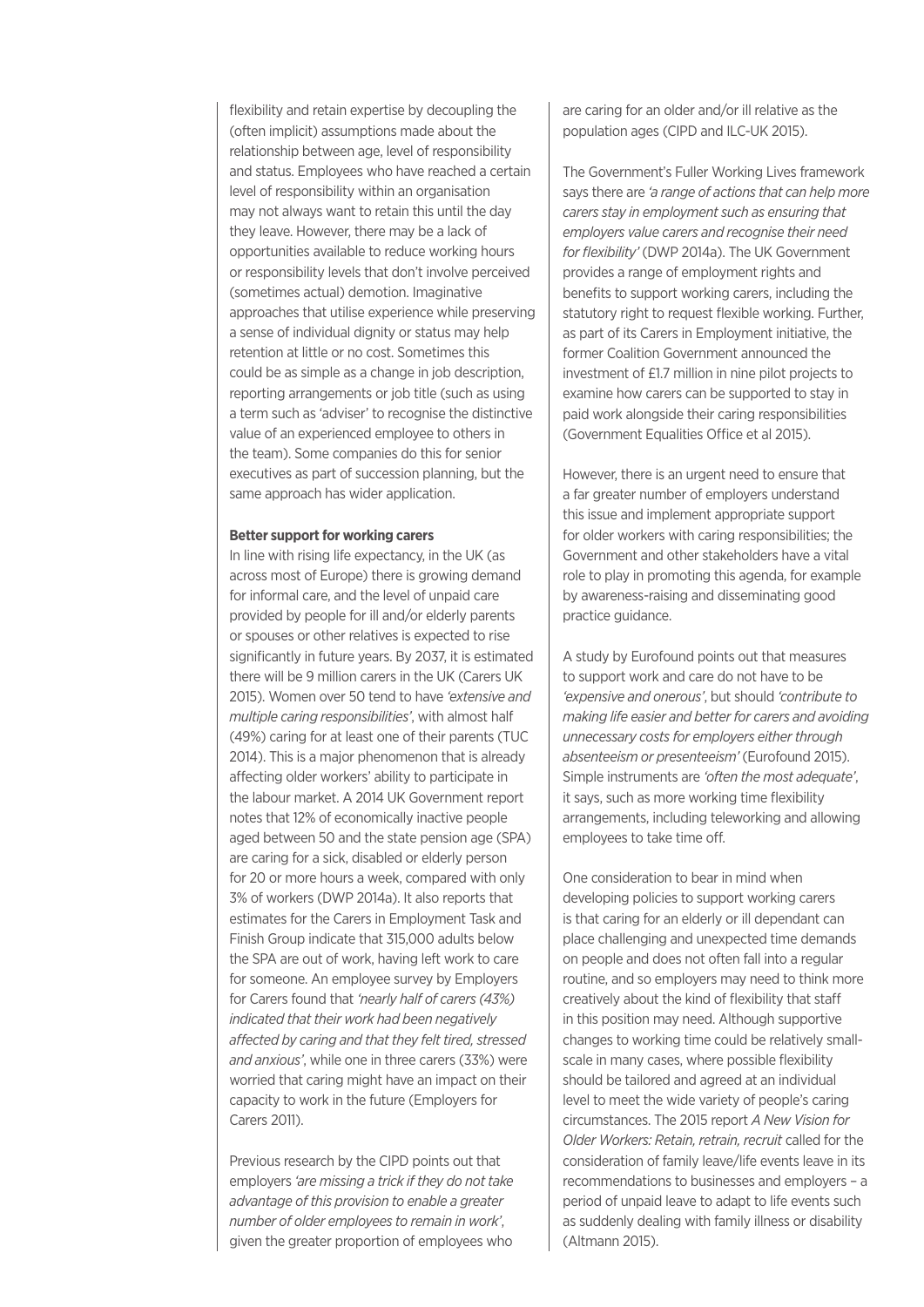flexibility and retain expertise by decoupling the (often implicit) assumptions made about the relationship between age, level of responsibility and status. Employees who have reached a certain level of responsibility within an organisation may not always want to retain this until the day they leave. However, there may be a lack of opportunities available to reduce working hours or responsibility levels that don't involve perceived (sometimes actual) demotion. Imaginative approaches that utilise experience while preserving a sense of individual dignity or status may help retention at little or no cost. Sometimes this could be as simple as a change in job description, reporting arrangements or job title (such as using a term such as 'adviser' to recognise the distinctive value of an experienced employee to others in the team). Some companies do this for senior executives as part of succession planning, but the same approach has wider application.

**Better support for working carers**

In line with rising life expectancy, in the UK (as across most of Europe) there is growing demand for informal care, and the level of unpaid care provided by people for ill and/or elderly parents or spouses or other relatives is expected to rise significantly in future years. By 2037, it is estimated there will be 9 million carers in the UK (Carers UK 2015). Women over 50 tend to have *'extensive and multiple caring responsibilities'*, with almost half (49%) caring for at least one of their parents (TUC 2014). This is a major phenomenon that is already affecting older workers' ability to participate in the labour market. A 2014 UK Government report notes that 12% of economically inactive people aged between 50 and the state pension age (SPA) are caring for a sick, disabled or elderly person for 20 or more hours a week, compared with only 3% of workers (DWP 2014a). It also reports that estimates for the Carers in Employment Task and Finish Group indicate that 315,000 adults below the SPA are out of work, having left work to care for someone. An employee survey by Employers for Carers found that *'nearly half of carers (43%) indicated that their work had been negatively affected by caring and that they felt tired, stressed and anxious'*, while one in three carers (33%) were worried that caring might have an impact on their capacity to work in the future (Employers for Carers 2011).

Previous research by the CIPD points out that employers *'are missing a trick if they do not take advantage of this provision to enable a greater number of older employees to remain in work'*, given the greater proportion of employees who are caring for an older and/or ill relative as the population ages (CIPD and ILC-UK 2015).

The Government's Fuller Working Lives framework says there are *'a range of actions that can help more carers stay in employment such as ensuring that employers value carers and recognise their need for flexibility'* (DWP 2014a). The UK Government provides a range of employment rights and benefits to support working carers, including the statutory right to request flexible working. Further, as part of its Carers in Employment initiative, the former Coalition Government announced the investment of £1.7 million in nine pilot projects to examine how carers can be supported to stay in paid work alongside their caring responsibilities (Government Equalities Office et al 2015).

However, there is an urgent need to ensure that a far greater number of employers understand this issue and implement appropriate support for older workers with caring responsibilities; the Government and other stakeholders have a vital role to play in promoting this agenda, for example by awareness-raising and disseminating good practice guidance.

A study by Eurofound points out that measures to support work and care do not have to be *'expensive and onerous'*, but should *'contribute to making life easier and better for carers and avoiding unnecessary costs for employers either through absenteeism or presenteeism'* (Eurofound 2015). Simple instruments are *'often the most adequate'*, it says, such as more working time flexibility arrangements, including teleworking and allowing employees to take time off.

One consideration to bear in mind when developing policies to support working carers is that caring for an elderly or ill dependant can place challenging and unexpected time demands on people and does not often fall into a regular routine, and so employers may need to think more creatively about the kind of flexibility that staff in this position may need. Although supportive changes to working time could be relatively small-scale in many cases, where possible flexibility should be tailored and agreed at an individual level to meet the wide variety of people's caring circumstances. The 2015 report *A New Vision for Older Workers: Retain, retrain, recruit* called for the consideration of family leave/life events leave in its recommendations to businesses and employers – a period of unpaid leave to adapt to life events such as suddenly dealing with family illness or disability (Altmann 2015).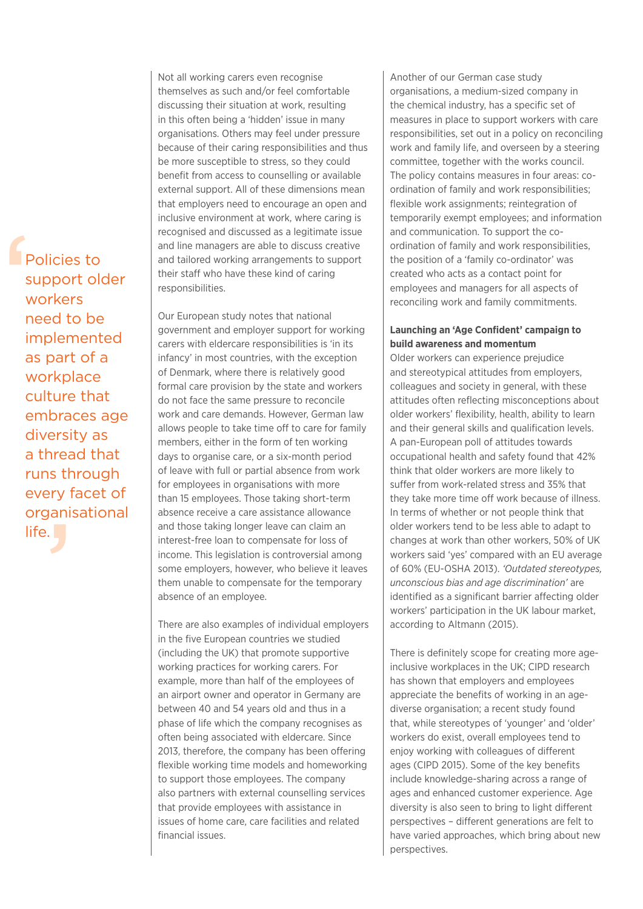> Policies to support older workers need to be implemented as part of a workplace culture that embraces age diversity as a thread that runs through every facet of organisational life.

Not all working carers even recognise themselves as such and/or feel comfortable discussing their situation at work, resulting in this often being a 'hidden' issue in many organisations. Others may feel under pressure because of their caring responsibilities and thus be more susceptible to stress, so they could benefit from access to counselling or available external support. All of these dimensions mean that employers need to encourage an open and inclusive environment at work, where caring is recognised and discussed as a legitimate issue and line managers are able to discuss creative and tailored working arrangements to support their staff who have these kind of caring responsibilities.

Our European study notes that national government and employer support for working carers with eldercare responsibilities is 'in its infancy' in most countries, with the exception of Denmark, where there is relatively good formal care provision by the state and workers do not face the same pressure to reconcile work and care demands. However, German law allows people to take time off to care for family members, either in the form of ten working days to organise care, or a six-month period of leave with full or partial absence from work for employees in organisations with more than 15 employees. Those taking short-term absence receive a care assistance allowance and those taking longer leave can claim an interest-free loan to compensate for loss of income. This legislation is controversial among some employers, however, who believe it leaves them unable to compensate for the temporary absence of an employee.

There are also examples of individual employers in the five European countries we studied (including the UK) that promote supportive working practices for working carers. For example, more than half of the employees of an airport owner and operator in Germany are between 40 and 54 years old and thus in a phase of life which the company recognises as often being associated with eldercare. Since 2013, therefore, the company has been offering flexible working time models and homeworking to support those employees. The company also partners with external counselling services that provide employees with assistance in issues of home care, care facilities and related financial issues.

Another of our German case study organisations, a medium-sized company in the chemical industry, has a specific set of measures in place to support workers with care responsibilities, set out in a policy on reconciling work and family life, and overseen by a steering committee, together with the works council. The policy contains measures in four areas: co-ordination of family and work responsibilities; flexible work assignments; reintegration of temporarily exempt employees; and information and communication. To support the co-ordination of family and work responsibilities, the position of a 'family co-ordinator' was created who acts as a contact point for employees and managers for all aspects of reconciling work and family commitments.

**Launching an 'Age Confident' campaign to build awareness and momentum**

Older workers can experience prejudice and stereotypical attitudes from employers, colleagues and society in general, with these attitudes often reflecting misconceptions about older workers' flexibility, health, ability to learn and their general skills and qualification levels. A pan-European poll of attitudes towards occupational health and safety found that 42% think that older workers are more likely to suffer from work-related stress and 35% that they take more time off work because of illness. In terms of whether or not people think that older workers tend to be less able to adapt to changes at work than other workers, 50% of UK workers said 'yes' compared with an EU average of 60% (EU-OSHA 2013). *'Outdated stereotypes, unconscious bias and age discrimination'* are identified as a significant barrier affecting older workers' participation in the UK labour market, according to Altmann (2015).

There is definitely scope for creating more age-inclusive workplaces in the UK; CIPD research has shown that employers and employees appreciate the benefits of working in an age-diverse organisation; a recent study found that, while stereotypes of 'younger' and 'older' workers do exist, overall employees tend to enjoy working with colleagues of different ages (CIPD 2015). Some of the key benefits include knowledge-sharing across a range of ages and enhanced customer experience. Age diversity is also seen to bring to light different perspectives – different generations are felt to have varied approaches, which bring about new perspectives.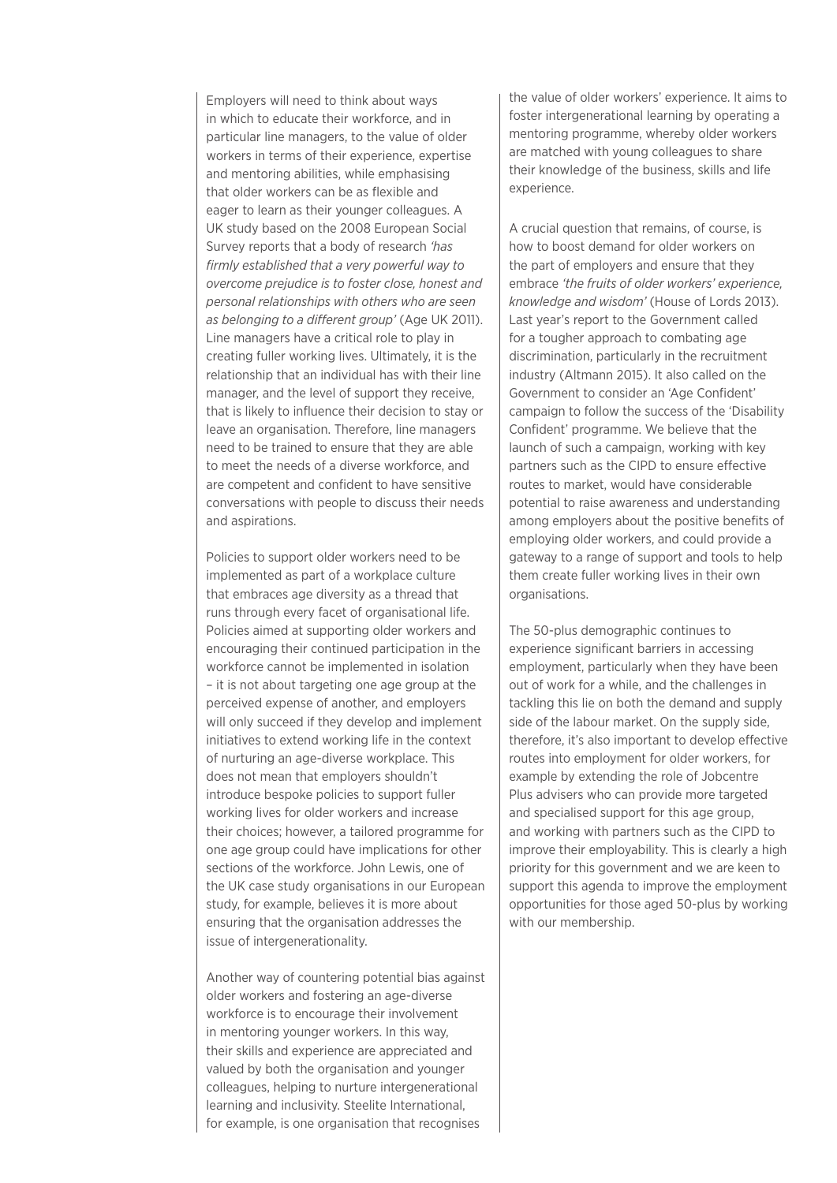Employers will need to think about ways in which to educate their workforce, and in particular line managers, to the value of older workers in terms of their experience, expertise and mentoring abilities, while emphasising that older workers can be as flexible and eager to learn as their younger colleagues. A UK study based on the 2008 European Social Survey reports that a body of research *'has firmly established that a very powerful way to overcome prejudice is to foster close, honest and personal relationships with others who are seen as belonging to a different group'* (Age UK 2011). Line managers have a critical role to play in creating fuller working lives. Ultimately, it is the relationship that an individual has with their line manager, and the level of support they receive, that is likely to influence their decision to stay or leave an organisation. Therefore, line managers need to be trained to ensure that they are able to meet the needs of a diverse workforce, and are competent and confident to have sensitive conversations with people to discuss their needs and aspirations.

Policies to support older workers need to be implemented as part of a workplace culture that embraces age diversity as a thread that runs through every facet of organisational life. Policies aimed at supporting older workers and encouraging their continued participation in the workforce cannot be implemented in isolation – it is not about targeting one age group at the perceived expense of another, and employers will only succeed if they develop and implement initiatives to extend working life in the context of nurturing an age-diverse workplace. This does not mean that employers shouldn't introduce bespoke policies to support fuller working lives for older workers and increase their choices; however, a tailored programme for one age group could have implications for other sections of the workforce. John Lewis, one of the UK case study organisations in our European study, for example, believes it is more about ensuring that the organisation addresses the issue of intergenerationality.

Another way of countering potential bias against older workers and fostering an age-diverse workforce is to encourage their involvement in mentoring younger workers. In this way, their skills and experience are appreciated and valued by both the organisation and younger colleagues, helping to nurture intergenerational learning and inclusivity. Steelite International, for example, is one organisation that recognises the value of older workers' experience. It aims to foster intergenerational learning by operating a mentoring programme, whereby older workers are matched with young colleagues to share their knowledge of the business, skills and life experience.

A crucial question that remains, of course, is how to boost demand for older workers on the part of employers and ensure that they embrace *'the fruits of older workers' experience, knowledge and wisdom'* (House of Lords 2013). Last year's report to the Government called for a tougher approach to combating age discrimination, particularly in the recruitment industry (Altmann 2015). It also called on the Government to consider an 'Age Confident' campaign to follow the success of the 'Disability Confident' programme. We believe that the launch of such a campaign, working with key partners such as the CIPD to ensure effective routes to market, would have considerable potential to raise awareness and understanding among employers about the positive benefits of employing older workers, and could provide a gateway to a range of support and tools to help them create fuller working lives in their own organisations.

The 50-plus demographic continues to experience significant barriers in accessing employment, particularly when they have been out of work for a while, and the challenges in tackling this lie on both the demand and supply side of the labour market. On the supply side, therefore, it's also important to develop effective routes into employment for older workers, for example by extending the role of Jobcentre Plus advisers who can provide more targeted and specialised support for this age group, and working with partners such as the CIPD to improve their employability. This is clearly a high priority for this government and we are keen to support this agenda to improve the employment opportunities for those aged 50-plus by working with our membership.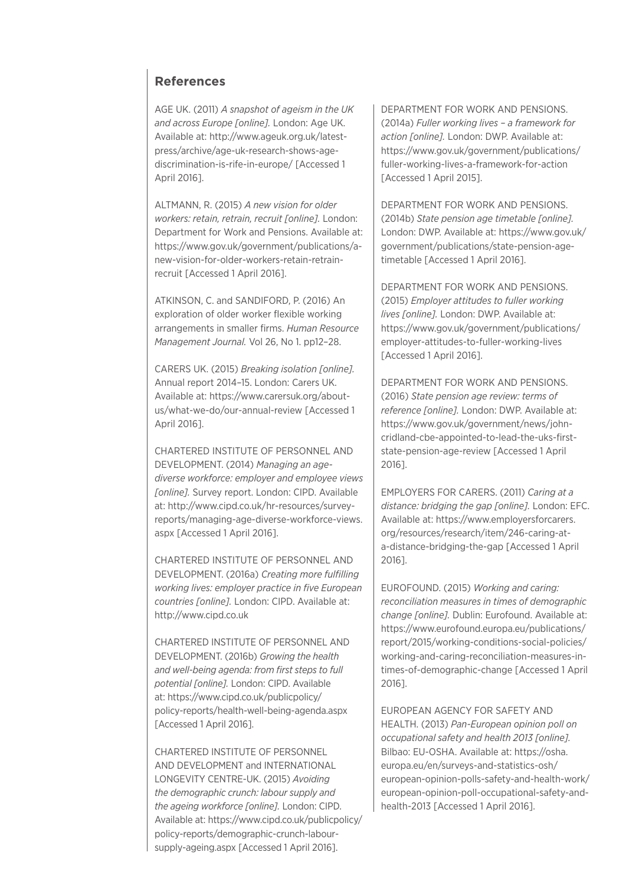## References

AGE UK. (2011) *A snapshot of ageism in the UK and across Europe [online].* London: Age UK. Available at: http://www.ageuk.org.uk/latest-press/archive/age-uk-research-shows-age-discrimination-is-rife-in-europe/ [Accessed 1 April 2016].

ALTMANN, R. (2015) *A new vision for older workers: retain, retrain, recruit [online].* London: Department for Work and Pensions. Available at: https://www.gov.uk/government/publications/a-new-vision-for-older-workers-retain-retrain-recruit [Accessed 1 April 2016].

ATKINSON, C. and SANDIFORD, P. (2016) An exploration of older worker flexible working arrangements in smaller firms. *Human Resource Management Journal.* Vol 26, No 1. pp12–28.

CARERS UK. (2015) *Breaking isolation [online].* Annual report 2014–15. London: Carers UK. Available at: https://www.carersuk.org/about-us/what-we-do/our-annual-review [Accessed 1 April 2016].

CHARTERED INSTITUTE OF PERSONNEL AND DEVELOPMENT. (2014) *Managing an age-diverse workforce: employer and employee views [online].* Survey report. London: CIPD. Available at: http://www.cipd.co.uk/hr-resources/survey-reports/managing-age-diverse-workforce-views.aspx [Accessed 1 April 2016].

CHARTERED INSTITUTE OF PERSONNEL AND DEVELOPMENT. (2016a) *Creating more fulfilling working lives: employer practice in five European countries [online].* London: CIPD. Available at: http://www.cipd.co.uk

CHARTERED INSTITUTE OF PERSONNEL AND DEVELOPMENT. (2016b) *Growing the health and well-being agenda: from first steps to full potential [online].* London: CIPD. Available at: https://www.cipd.co.uk/publicpolicy/policy-reports/health-well-being-agenda.aspx [Accessed 1 April 2016].

CHARTERED INSTITUTE OF PERSONNEL AND DEVELOPMENT and INTERNATIONAL LONGEVITY CENTRE-UK. (2015) *Avoiding the demographic crunch: labour supply and the ageing workforce [online].* London: CIPD. Available at: https://www.cipd.co.uk/publicpolicy/policy-reports/demographic-crunch-labour-supply-ageing.aspx [Accessed 1 April 2016].

DEPARTMENT FOR WORK AND PENSIONS. (2014a) *Fuller working lives – a framework for action [online].* London: DWP. Available at: https://www.gov.uk/government/publications/fuller-working-lives-a-framework-for-action [Accessed 1 April 2015].

DEPARTMENT FOR WORK AND PENSIONS. (2014b) *State pension age timetable [online].* London: DWP. Available at: https://www.gov.uk/government/publications/state-pension-age-timetable [Accessed 1 April 2016].

DEPARTMENT FOR WORK AND PENSIONS. (2015) *Employer attitudes to fuller working lives [online].* London: DWP. Available at: https://www.gov.uk/government/publications/employer-attitudes-to-fuller-working-lives [Accessed 1 April 2016].

DEPARTMENT FOR WORK AND PENSIONS. (2016) *State pension age review: terms of reference [online].* London: DWP. Available at: https://www.gov.uk/government/news/john-cridland-cbe-appointed-to-lead-the-uks-first-state-pension-age-review [Accessed 1 April 2016].

EMPLOYERS FOR CARERS. (2011) *Caring at a distance: bridging the gap [online].* London: EFC. Available at: https://www.employersforcarers.org/resources/research/item/246-caring-at-a-distance-bridging-the-gap [Accessed 1 April 2016].

EUROFOUND. (2015) *Working and caring: reconciliation measures in times of demographic change [online].* Dublin: Eurofound. Available at: https://www.eurofound.europa.eu/publications/report/2015/working-conditions-social-policies/working-and-caring-reconciliation-measures-in-times-of-demographic-change [Accessed 1 April 2016].

EUROPEAN AGENCY FOR SAFETY AND HEALTH. (2013) *Pan-European opinion poll on occupational safety and health 2013 [online].* Bilbao: EU-OSHA. Available at: https://osha.europa.eu/en/surveys-and-statistics-osh/european-opinion-polls-safety-and-health-work/european-opinion-poll-occupational-safety-and-health-2013 [Accessed 1 April 2016].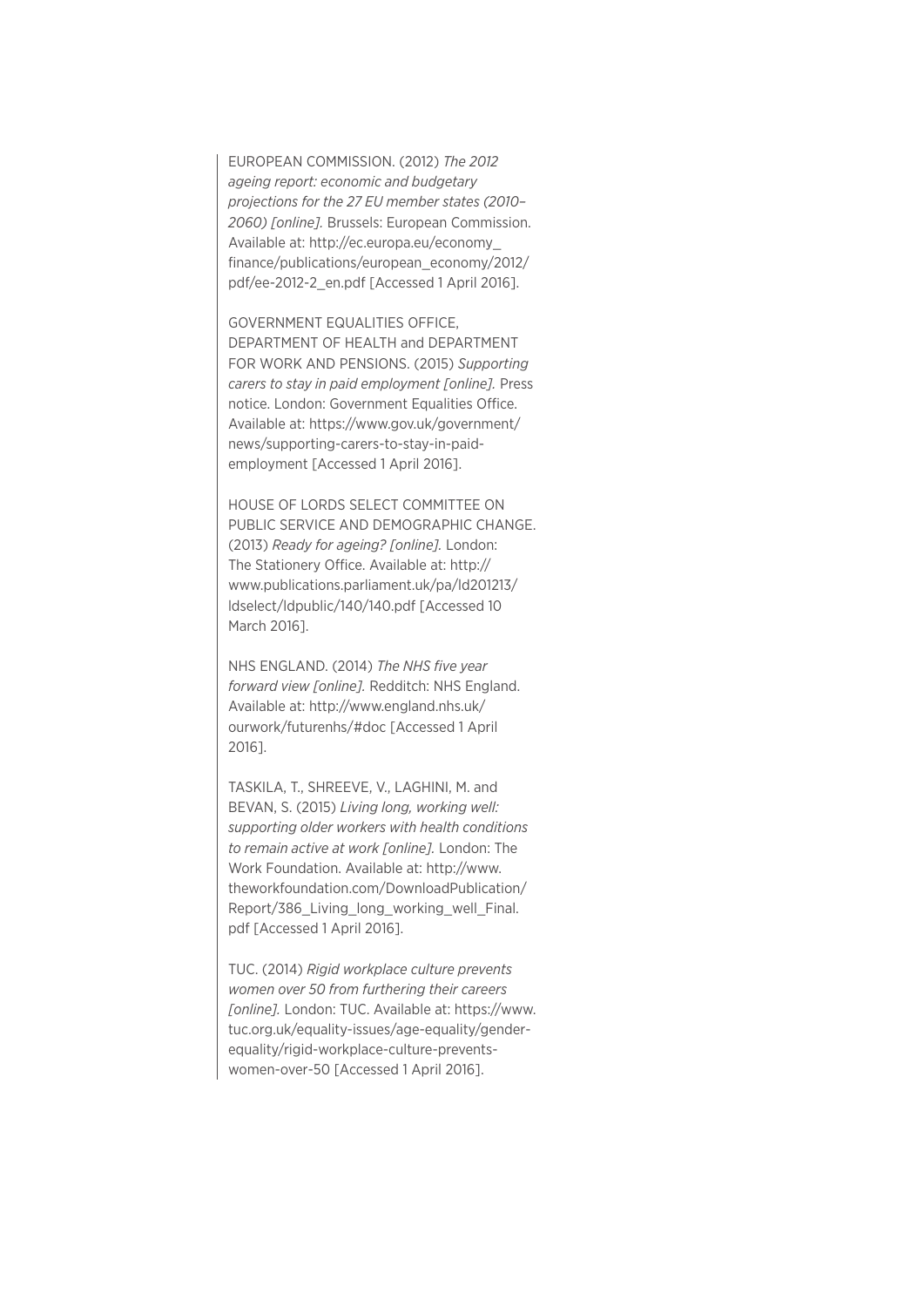EUROPEAN COMMISSION. (2012) *The 2012 ageing report: economic and budgetary projections for the 27 EU member states (2010–2060) [online].* Brussels: European Commission. Available at: http://ec.europa.eu/economy_finance/publications/european_economy/2012/pdf/ee-2012-2_en.pdf [Accessed 1 April 2016].

GOVERNMENT EQUALITIES OFFICE, DEPARTMENT OF HEALTH and DEPARTMENT FOR WORK AND PENSIONS. (2015) *Supporting carers to stay in paid employment [online].* Press notice. London: Government Equalities Office. Available at: https://www.gov.uk/government/news/supporting-carers-to-stay-in-paid-employment [Accessed 1 April 2016].

HOUSE OF LORDS SELECT COMMITTEE ON PUBLIC SERVICE AND DEMOGRAPHIC CHANGE. (2013) *Ready for ageing? [online].* London: The Stationery Office. Available at: http://www.publications.parliament.uk/pa/ld201213/ldselect/ldpublic/140/140.pdf [Accessed 10 March 2016].

NHS ENGLAND. (2014) *The NHS five year forward view [online].* Redditch: NHS England. Available at: http://www.england.nhs.uk/ourwork/futurenhs/#doc [Accessed 1 April 2016].

TASKILA, T., SHREEVE, V., LAGHINI, M. and BEVAN, S. (2015) *Living long, working well: supporting older workers with health conditions to remain active at work [online].* London: The Work Foundation. Available at: http://www.theworkfoundation.com/DownloadPublication/Report/386_Living_long_working_well_Final.pdf [Accessed 1 April 2016].

TUC. (2014) *Rigid workplace culture prevents women over 50 from furthering their careers [online].* London: TUC. Available at: https://www.tuc.org.uk/equality-issues/age-equality/gender-equality/rigid-workplace-culture-prevents-women-over-50 [Accessed 1 April 2016].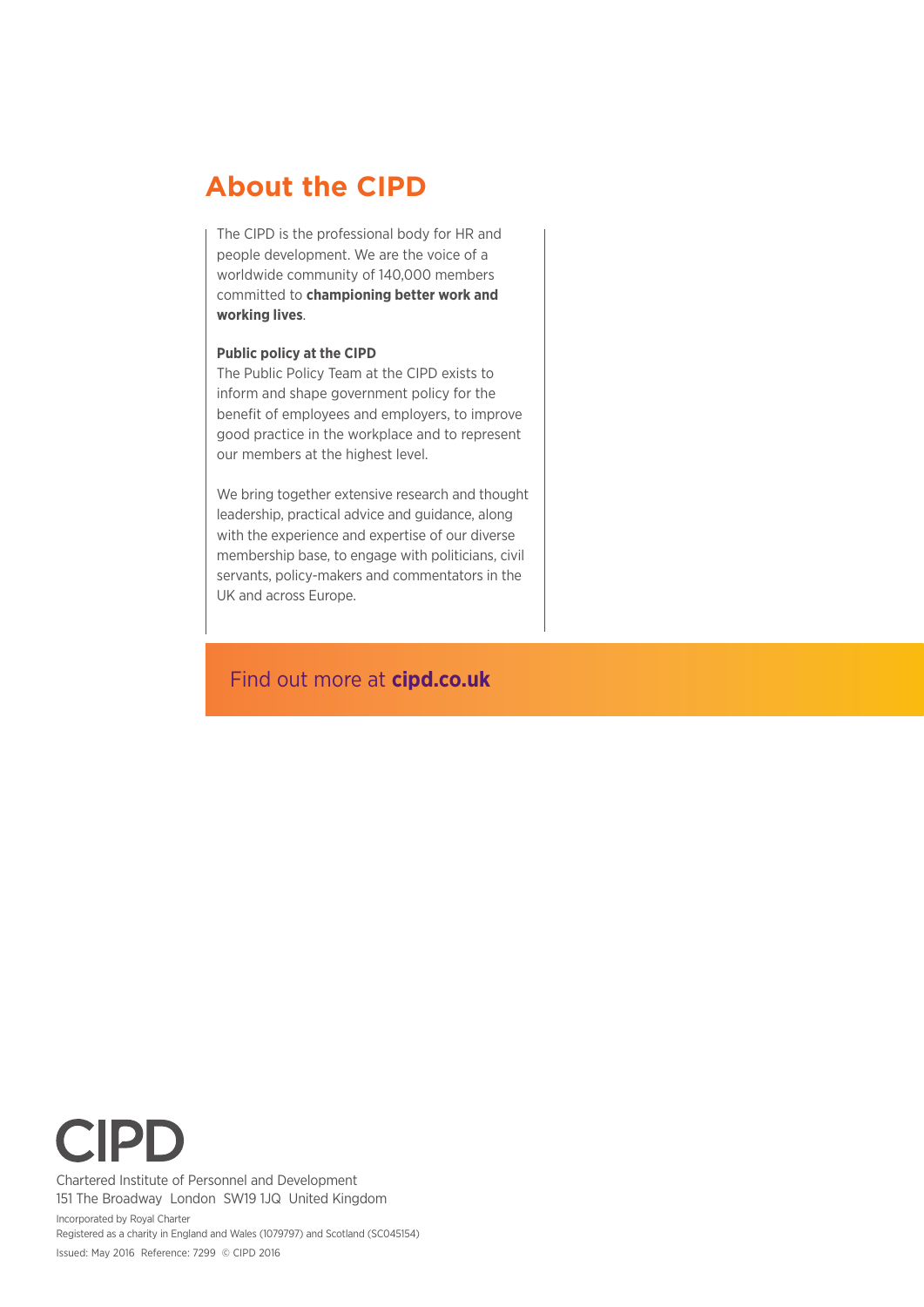# About the CIPD

The CIPD is the professional body for HR and people development. We are the voice of a worldwide community of 140,000 members committed to **championing better work and working lives**.

**Public policy at the CIPD**

The Public Policy Team at the CIPD exists to inform and shape government policy for the benefit of employees and employers, to improve good practice in the workplace and to represent our members at the highest level.

We bring together extensive research and thought leadership, practical advice and guidance, along with the experience and expertise of our diverse membership base, to engage with politicians, civil servants, policy-makers and commentators in the UK and across Europe.

Find out more at **cipd.co.uk**

CIPD

Chartered Institute of Personnel and Development
151 The Broadway London SW19 1JQ United Kingdom

Incorporated by Royal Charter
Registered as a charity in England and Wales (1079797) and Scotland (SC045154)

Issued: May 2016 Reference: 7299 © CIPD 2016